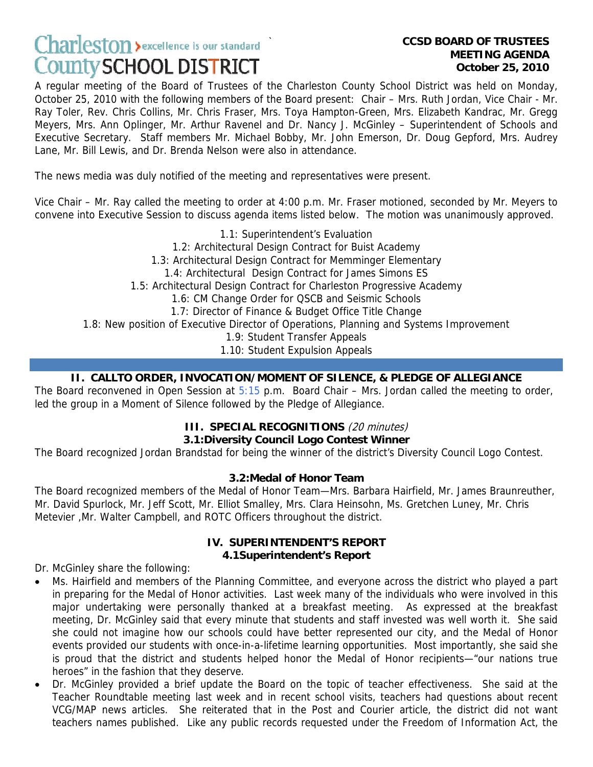Charleston ›excellence is our standard
County SCHOOL DISTRICT

**CCSD BOARD OF TRUSTEES MEETING AGENDA**
**October 25, 2010**

A regular meeting of the Board of Trustees of the Charleston County School District was held on Monday, October 25, 2010 with the following members of the Board present: Chair – Mrs. Ruth Jordan, Vice Chair - Mr. Ray Toler, Rev. Chris Collins, Mr. Chris Fraser, Mrs. Toya Hampton-Green, Mrs. Elizabeth Kandrac, Mr. Gregg Meyers, Mrs. Ann Oplinger, Mr. Arthur Ravenel and Dr. Nancy J. McGinley – Superintendent of Schools and Executive Secretary. Staff members Mr. Michael Bobby, Mr. John Emerson, Dr. Doug Gepford, Mrs. Audrey Lane, Mr. Bill Lewis, and Dr. Brenda Nelson were also in attendance.

The news media was duly notified of the meeting and representatives were present.

Vice Chair – Mr. Ray called the meeting to order at 4:00 p.m. Mr. Fraser motioned, seconded by Mr. Meyers to convene into Executive Session to discuss agenda items listed below. The motion was unanimously approved.

1.1: Superintendent's Evaluation
1.2: Architectural Design Contract for Buist Academy
1.3: Architectural Design Contract for Memminger Elementary
1.4: Architectural Design Contract for James Simons ES
1.5: Architectural Design Contract for Charleston Progressive Academy
1.6: CM Change Order for QSCB and Seismic Schools
1.7: Director of Finance & Budget Office Title Change
1.8: New position of Executive Director of Operations, Planning and Systems Improvement
1.9: Student Transfer Appeals
1.10: Student Expulsion Appeals

## II. CALLTO ORDER, INVOCATION/MOMENT OF SILENCE, & PLEDGE OF ALLEGIANCE

The Board reconvened in Open Session at 5:15 p.m. Board Chair – Mrs. Jordan called the meeting to order, led the group in a Moment of Silence followed by the Pledge of Allegiance.

## III. SPECIAL RECOGNITIONS *(20 minutes)*

### 3.1:Diversity Council Logo Contest Winner

The Board recognized Jordan Brandstad for being the winner of the district's Diversity Council Logo Contest.

### 3.2:Medal of Honor Team

The Board recognized members of the Medal of Honor Team—Mrs. Barbara Hairfield, Mr. James Braunreuther, Mr. David Spurlock, Mr. Jeff Scott, Mr. Elliot Smalley, Mrs. Clara Heinsohn, Ms. Gretchen Luney, Mr. Chris Metevier ,Mr. Walter Campbell, and ROTC Officers throughout the district.

## IV. SUPERINTENDENT'S REPORT

### 4.1Superintendent's Report

Dr. McGinley share the following:

- Ms. Hairfield and members of the Planning Committee, and everyone across the district who played a part in preparing for the Medal of Honor activities. Last week many of the individuals who were involved in this major undertaking were personally thanked at a breakfast meeting. As expressed at the breakfast meeting, Dr. McGinley said that every minute that students and staff invested was well worth it. She said she could not imagine how our schools could have better represented our city, and the Medal of Honor events provided our students with once-in-a-lifetime learning opportunities. Most importantly, she said she is proud that the district and students helped honor the Medal of Honor recipients—"our nations true heroes" in the fashion that they deserve.
- Dr. McGinley provided a brief update the Board on the topic of teacher effectiveness. She said at the Teacher Roundtable meeting last week and in recent school visits, teachers had questions about recent VCG/MAP news articles. She reiterated that in the Post and Courier article, the district did not want teachers names published. Like any public records requested under the Freedom of Information Act, the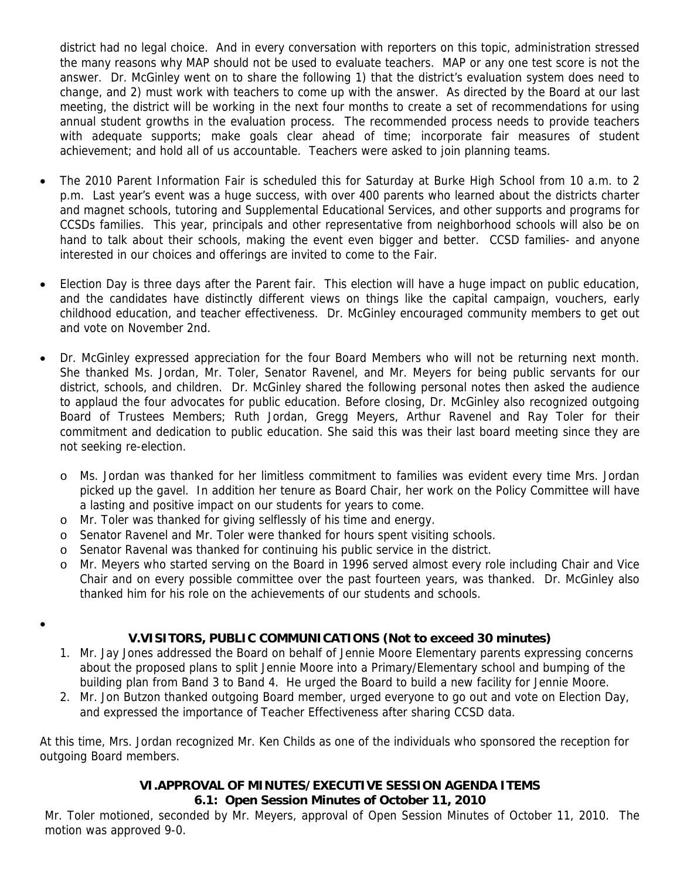district had no legal choice. And in every conversation with reporters on this topic, administration stressed the many reasons why MAP should not be used to evaluate teachers. MAP or any one test score is not the answer. Dr. McGinley went on to share the following 1) that the district's evaluation system does need to change, and 2) must work with teachers to come up with the answer. As directed by the Board at our last meeting, the district will be working in the next four months to create a set of recommendations for using annual student growths in the evaluation process. The recommended process needs to provide teachers with adequate supports; make goals clear ahead of time; incorporate fair measures of student achievement; and hold all of us accountable. Teachers were asked to join planning teams.

- The 2010 Parent Information Fair is scheduled this for Saturday at Burke High School from 10 a.m. to 2 p.m. Last year's event was a huge success, with over 400 parents who learned about the districts charter and magnet schools, tutoring and Supplemental Educational Services, and other supports and programs for CCSDs families. This year, principals and other representative from neighborhood schools will also be on hand to talk about their schools, making the event even bigger and better. CCSD families- and anyone interested in our choices and offerings are invited to come to the Fair.

- Election Day is three days after the Parent fair. This election will have a huge impact on public education, and the candidates have distinctly different views on things like the capital campaign, vouchers, early childhood education, and teacher effectiveness. Dr. McGinley encouraged community members to get out and vote on November 2nd.

- Dr. McGinley expressed appreciation for the four Board Members who will not be returning next month. She thanked Ms. Jordan, Mr. Toler, Senator Ravenel, and Mr. Meyers for being public servants for our district, schools, and children. Dr. McGinley shared the following personal notes then asked the audience to applaud the four advocates for public education. Before closing, Dr. McGinley also recognized outgoing Board of Trustees Members; Ruth Jordan, Gregg Meyers, Arthur Ravenel and Ray Toler for their commitment and dedication to public education. She said this was their last board meeting since they are not seeking re-election.
  - Ms. Jordan was thanked for her limitless commitment to families was evident every time Mrs. Jordan picked up the gavel. In addition her tenure as Board Chair, her work on the Policy Committee will have a lasting and positive impact on our students for years to come.
  - Mr. Toler was thanked for giving selflessly of his time and energy.
  - Senator Ravenel and Mr. Toler were thanked for hours spent visiting schools.
  - Senator Ravenal was thanked for continuing his public service in the district.
  - Mr. Meyers who started serving on the Board in 1996 served almost every role including Chair and Vice Chair and on every possible committee over the past fourteen years, was thanked. Dr. McGinley also thanked him for his role on the achievements of our students and schools.

### V.VISITORS, PUBLIC COMMUNICATIONS (Not to exceed 30 minutes)

1. Mr. Jay Jones addressed the Board on behalf of Jennie Moore Elementary parents expressing concerns about the proposed plans to split Jennie Moore into a Primary/Elementary school and bumping of the building plan from Band 3 to Band 4. He urged the Board to build a new facility for Jennie Moore.
2. Mr. Jon Butzon thanked outgoing Board member, urged everyone to go out and vote on Election Day, and expressed the importance of Teacher Effectiveness after sharing CCSD data.

At this time, Mrs. Jordan recognized Mr. Ken Childs as one of the individuals who sponsored the reception for outgoing Board members.

### VI.APPROVAL OF MINUTES/EXECUTIVE SESSION AGENDA ITEMS
### 6.1: Open Session Minutes of October 11, 2010

Mr. Toler motioned, seconded by Mr. Meyers, approval of Open Session Minutes of October 11, 2010. The motion was approved 9-0.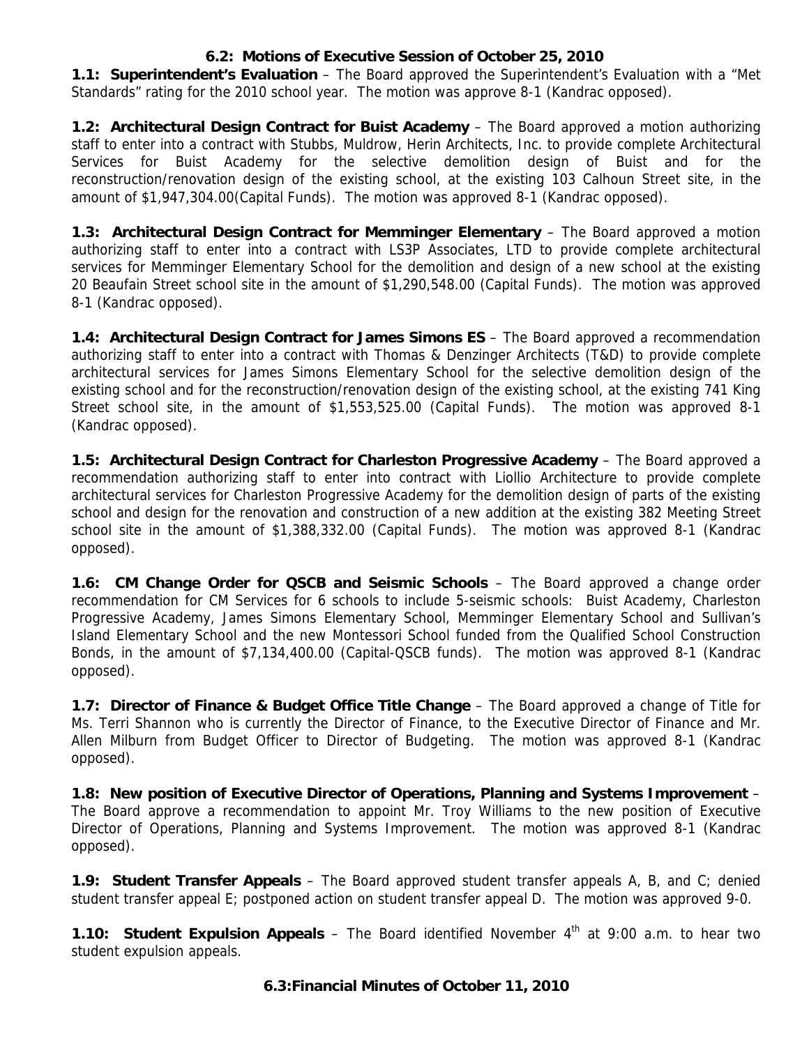### 6.2: Motions of Executive Session of October 25, 2010

**1.1: Superintendent's Evaluation** – The Board approved the Superintendent's Evaluation with a "Met Standards" rating for the 2010 school year. The motion was approve 8-1 (Kandrac opposed).

**1.2: Architectural Design Contract for Buist Academy** – The Board approved a motion authorizing staff to enter into a contract with Stubbs, Muldrow, Herin Architects, Inc. to provide complete Architectural Services for Buist Academy for the selective demolition design of Buist and for the reconstruction/renovation design of the existing school, at the existing 103 Calhoun Street site, in the amount of $1,947,304.00(Capital Funds). The motion was approved 8-1 (Kandrac opposed).

**1.3: Architectural Design Contract for Memminger Elementary** – The Board approved a motion authorizing staff to enter into a contract with LS3P Associates, LTD to provide complete architectural services for Memminger Elementary School for the demolition and design of a new school at the existing 20 Beaufain Street school site in the amount of $1,290,548.00 (Capital Funds). The motion was approved 8-1 (Kandrac opposed).

**1.4: Architectural Design Contract for James Simons ES** – The Board approved a recommendation authorizing staff to enter into a contract with Thomas & Denzinger Architects (T&D) to provide complete architectural services for James Simons Elementary School for the selective demolition design of the existing school and for the reconstruction/renovation design of the existing school, at the existing 741 King Street school site, in the amount of $1,553,525.00 (Capital Funds). The motion was approved 8-1 (Kandrac opposed).

**1.5: Architectural Design Contract for Charleston Progressive Academy** – The Board approved a recommendation authorizing staff to enter into contract with Liollio Architecture to provide complete architectural services for Charleston Progressive Academy for the demolition design of parts of the existing school and design for the renovation and construction of a new addition at the existing 382 Meeting Street school site in the amount of $1,388,332.00 (Capital Funds). The motion was approved 8-1 (Kandrac opposed).

**1.6: CM Change Order for QSCB and Seismic Schools** – The Board approved a change order recommendation for CM Services for 6 schools to include 5-seismic schools: Buist Academy, Charleston Progressive Academy, James Simons Elementary School, Memminger Elementary School and Sullivan's Island Elementary School and the new Montessori School funded from the Qualified School Construction Bonds, in the amount of $7,134,400.00 (Capital-QSCB funds). The motion was approved 8-1 (Kandrac opposed).

**1.7: Director of Finance & Budget Office Title Change** – The Board approved a change of Title for Ms. Terri Shannon who is currently the Director of Finance, to the Executive Director of Finance and Mr. Allen Milburn from Budget Officer to Director of Budgeting. The motion was approved 8-1 (Kandrac opposed).

**1.8: New position of Executive Director of Operations, Planning and Systems Improvement** – The Board approve a recommendation to appoint Mr. Troy Williams to the new position of Executive Director of Operations, Planning and Systems Improvement. The motion was approved 8-1 (Kandrac opposed).

**1.9: Student Transfer Appeals** – The Board approved student transfer appeals A, B, and C; denied student transfer appeal E; postponed action on student transfer appeal D. The motion was approved 9-0.

**1.10: Student Expulsion Appeals** – The Board identified November 4th at 9:00 a.m. to hear two student expulsion appeals.

### 6.3:Financial Minutes of October 11, 2010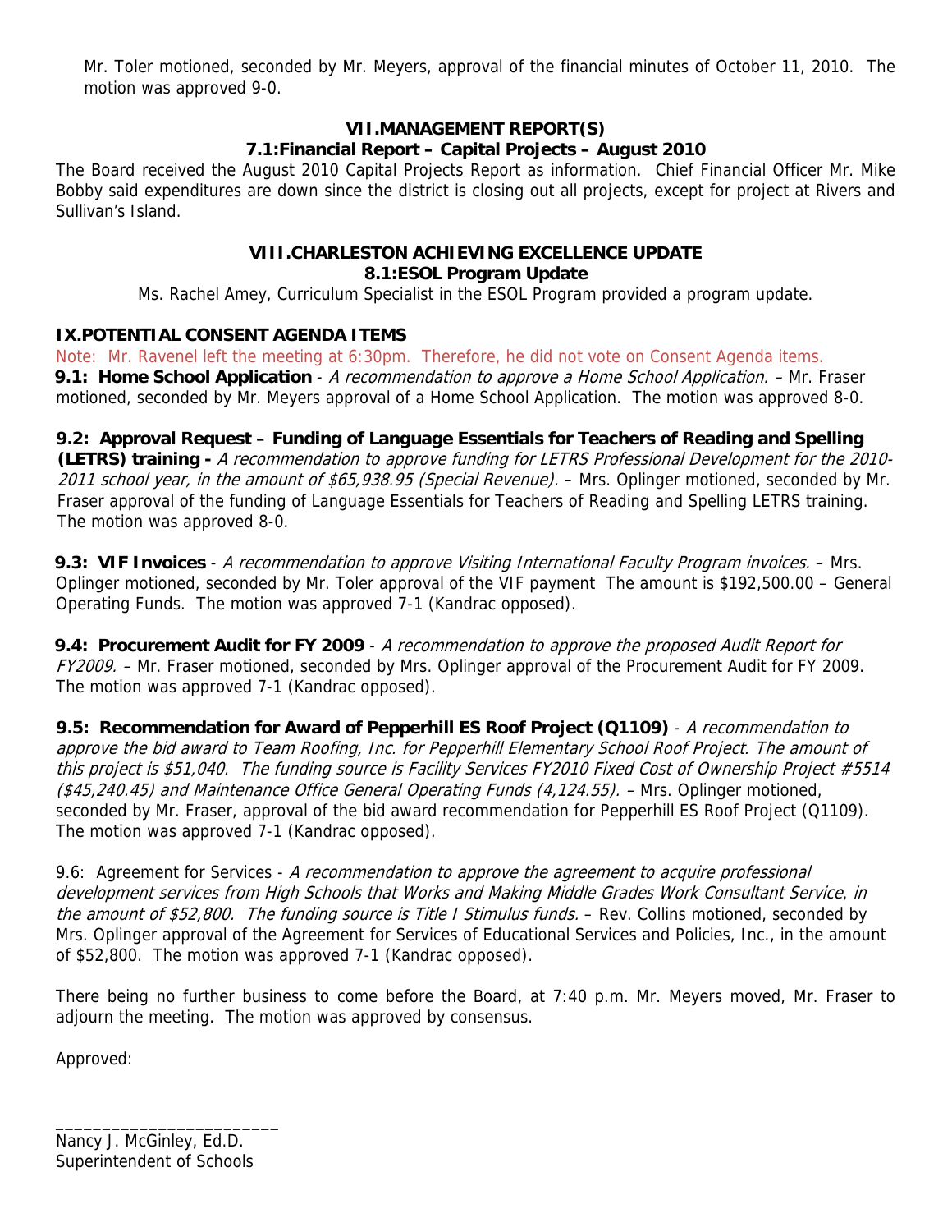Mr. Toler motioned, seconded by Mr. Meyers, approval of the financial minutes of October 11, 2010. The motion was approved 9-0.

## VII. MANAGEMENT REPORT(S)

### 7.1: Financial Report – Capital Projects – August 2010

The Board received the August 2010 Capital Projects Report as information. Chief Financial Officer Mr. Mike Bobby said expenditures are down since the district is closing out all projects, except for project at Rivers and Sullivan's Island.

## VIII. CHARLESTON ACHIEVING EXCELLENCE UPDATE

### 8.1: ESOL Program Update

Ms. Rachel Amey, Curriculum Specialist in the ESOL Program provided a program update.

## IX. POTENTIAL CONSENT AGENDA ITEMS

Note: Mr. Ravenel left the meeting at 6:30pm. Therefore, he did not vote on Consent Agenda items.

**9.1: Home School Application** - *A recommendation to approve a Home School Application.* – Mr. Fraser motioned, seconded by Mr. Meyers approval of a Home School Application. The motion was approved 8-0.

**9.2: Approval Request – Funding of Language Essentials for Teachers of Reading and Spelling (LETRS) training -** *A recommendation to approve funding for LETRS Professional Development for the 2010-2011 school year, in the amount of $65,938.95 (Special Revenue).* – Mrs. Oplinger motioned, seconded by Mr. Fraser approval of the funding of Language Essentials for Teachers of Reading and Spelling LETRS training. The motion was approved 8-0.

**9.3: VIF Invoices** - *A recommendation to approve Visiting International Faculty Program invoices.* – Mrs. Oplinger motioned, seconded by Mr. Toler approval of the VIF payment The amount is $192,500.00 – General Operating Funds. The motion was approved 7-1 (Kandrac opposed).

**9.4: Procurement Audit for FY 2009** - *A recommendation to approve the proposed Audit Report for FY2009.* – Mr. Fraser motioned, seconded by Mrs. Oplinger approval of the Procurement Audit for FY 2009. The motion was approved 7-1 (Kandrac opposed).

**9.5: Recommendation for Award of Pepperhill ES Roof Project (Q1109)** - *A recommendation to approve the bid award to Team Roofing, Inc. for Pepperhill Elementary School Roof Project. The amount of this project is $51,040. The funding source is Facility Services FY2010 Fixed Cost of Ownership Project #5514 ($45,240.45) and Maintenance Office General Operating Funds (4,124.55).* – Mrs. Oplinger motioned, seconded by Mr. Fraser, approval of the bid award recommendation for Pepperhill ES Roof Project (Q1109). The motion was approved 7-1 (Kandrac opposed).

9.6: Agreement for Services - *A recommendation to approve the agreement to acquire professional development services from High Schools that Works and Making Middle Grades Work Consultant Service, in the amount of $52,800. The funding source is Title I Stimulus funds.* – Rev. Collins motioned, seconded by Mrs. Oplinger approval of the Agreement for Services of Educational Services and Policies, Inc., in the amount of $52,800. The motion was approved 7-1 (Kandrac opposed).

There being no further business to come before the Board, at 7:40 p.m. Mr. Meyers moved, Mr. Fraser to adjourn the meeting. The motion was approved by consensus.

Approved:

________________________

Nancy J. McGinley, Ed.D.
Superintendent of Schools